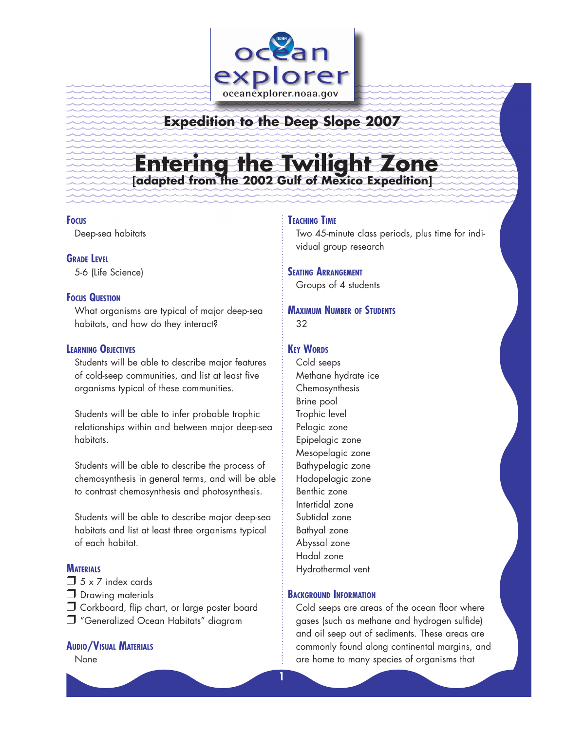ocean explorer

oceanexplorer.noaa.gov

## Expedition to the Deep Slope 2007

# Entering the Twilight Zone

## [adapted from the 2002 Gulf of Mexico Expedition]

### Focus

Deep-sea habitats

### Grade Level

5-6 (Life Science)

### Focus Question

What organisms are typical of major deep-sea habitats, and how do they interact?

### Learning Objectives

Students will be able to describe major features of cold-seep communities, and list at least five organisms typical of these communities.

Students will be able to infer probable trophic relationships within and between major deep-sea habitats.

Students will be able to describe the process of chemosynthesis in general terms, and will be able to contrast chemosynthesis and photosynthesis.

Students will be able to describe major deep-sea habitats and list at least three organisms typical of each habitat.

### Materials

- ❒ 5 x 7 index cards
- ❒ Drawing materials
- ❒ Corkboard, flip chart, or large poster board
- ❒ "Generalized Ocean Habitats" diagram

### Audio/Visual Materials

None

### Teaching Time

Two 45-minute class periods, plus time for individual group research

### Seating Arrangement

Groups of 4 students

### Maximum Number of Students

32

### Key Words

Cold seeps
Methane hydrate ice
Chemosynthesis
Brine pool
Trophic level
Pelagic zone
Epipelagic zone
Mesopelagic zone
Bathypelagic zone
Hadopelagic zone
Benthic zone
Intertidal zone
Subtidal zone
Bathyal zone
Abyssal zone
Hadal zone
Hydrothermal vent

### Background Information

Cold seeps are areas of the ocean floor where gases (such as methane and hydrogen sulfide) and oil seep out of sediments. These areas are commonly found along continental margins, and are home to many species of organisms that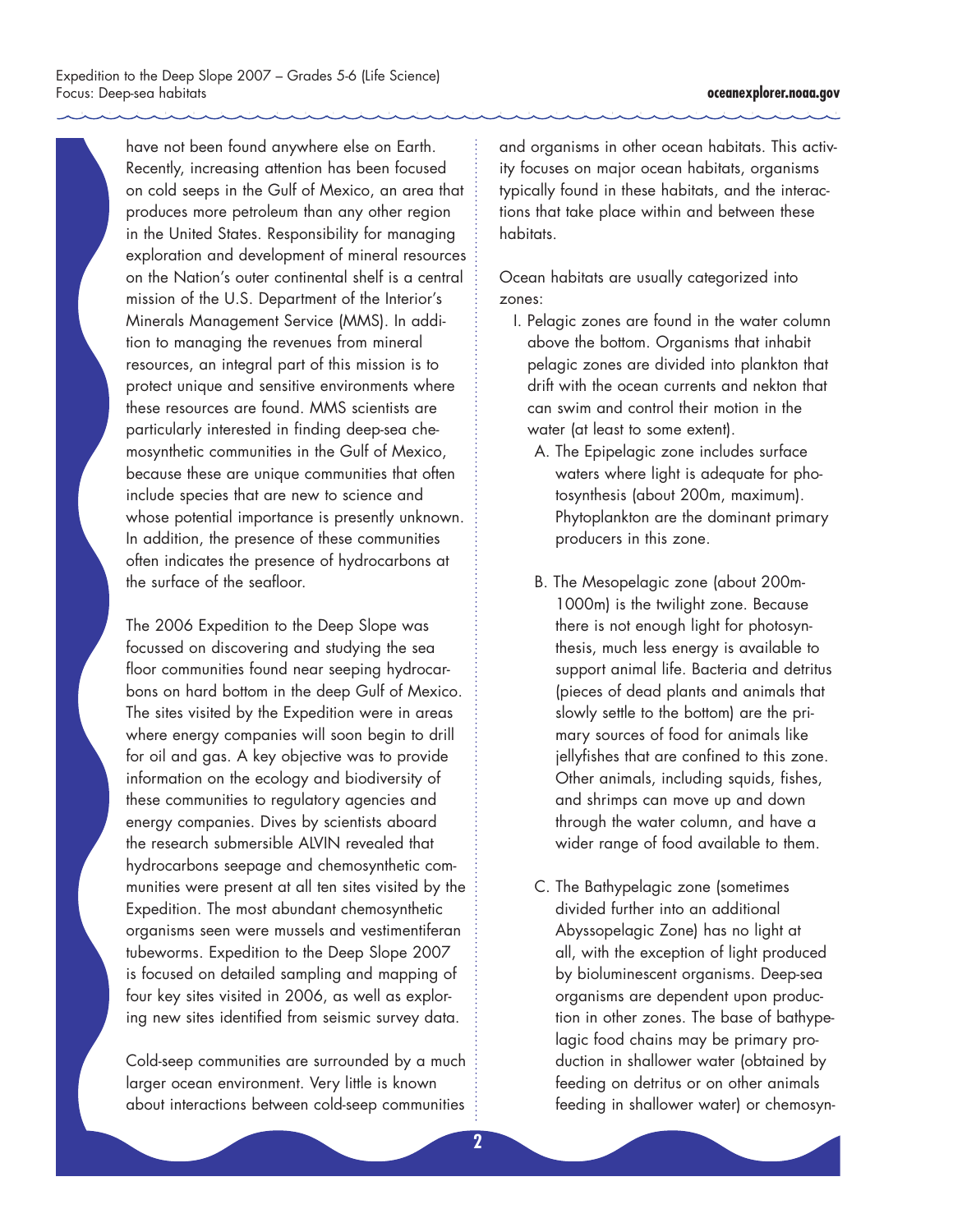have not been found anywhere else on Earth. Recently, increasing attention has been focused on cold seeps in the Gulf of Mexico, an area that produces more petroleum than any other region in the United States. Responsibility for managing exploration and development of mineral resources on the Nation's outer continental shelf is a central mission of the U.S. Department of the Interior's Minerals Management Service (MMS). In addition to managing the revenues from mineral resources, an integral part of this mission is to protect unique and sensitive environments where these resources are found. MMS scientists are particularly interested in finding deep-sea chemosynthetic communities in the Gulf of Mexico, because these are unique communities that often include species that are new to science and whose potential importance is presently unknown. In addition, the presence of these communities often indicates the presence of hydrocarbons at the surface of the seafloor.

The 2006 Expedition to the Deep Slope was focussed on discovering and studying the sea floor communities found near seeping hydrocarbons on hard bottom in the deep Gulf of Mexico. The sites visited by the Expedition were in areas where energy companies will soon begin to drill for oil and gas. A key objective was to provide information on the ecology and biodiversity of these communities to regulatory agencies and energy companies. Dives by scientists aboard the research submersible ALVIN revealed that hydrocarbons seepage and chemosynthetic communities were present at all ten sites visited by the Expedition. The most abundant chemosynthetic organisms seen were mussels and vestimentiferan tubeworms. Expedition to the Deep Slope 2007 is focused on detailed sampling and mapping of four key sites visited in 2006, as well as exploring new sites identified from seismic survey data.

Cold-seep communities are surrounded by a much larger ocean environment. Very little is known about interactions between cold-seep communities and organisms in other ocean habitats. This activity focuses on major ocean habitats, organisms typically found in these habitats, and the interactions that take place within and between these habitats.

Ocean habitats are usually categorized into zones:

I. Pelagic zones are found in the water column above the bottom. Organisms that inhabit pelagic zones are divided into plankton that drift with the ocean currents and nekton that can swim and control their motion in the water (at least to some extent).

   A. The Epipelagic zone includes surface waters where light is adequate for photosynthesis (about 200m, maximum). Phytoplankton are the dominant primary producers in this zone.

   B. The Mesopelagic zone (about 200m-1000m) is the twilight zone. Because there is not enough light for photosynthesis, much less energy is available to support animal life. Bacteria and detritus (pieces of dead plants and animals that slowly settle to the bottom) are the primary sources of food for animals like jellyfishes that are confined to this zone. Other animals, including squids, fishes, and shrimps can move up and down through the water column, and have a wider range of food available to them.

   C. The Bathypelagic zone (sometimes divided further into an additional Abyssopelagic Zone) has no light at all, with the exception of light produced by bioluminescent organisms. Deep-sea organisms are dependent upon production in other zones. The base of bathypelagic food chains may be primary production in shallower water (obtained by feeding on detritus or on other animals feeding in shallower water) or chemosyn-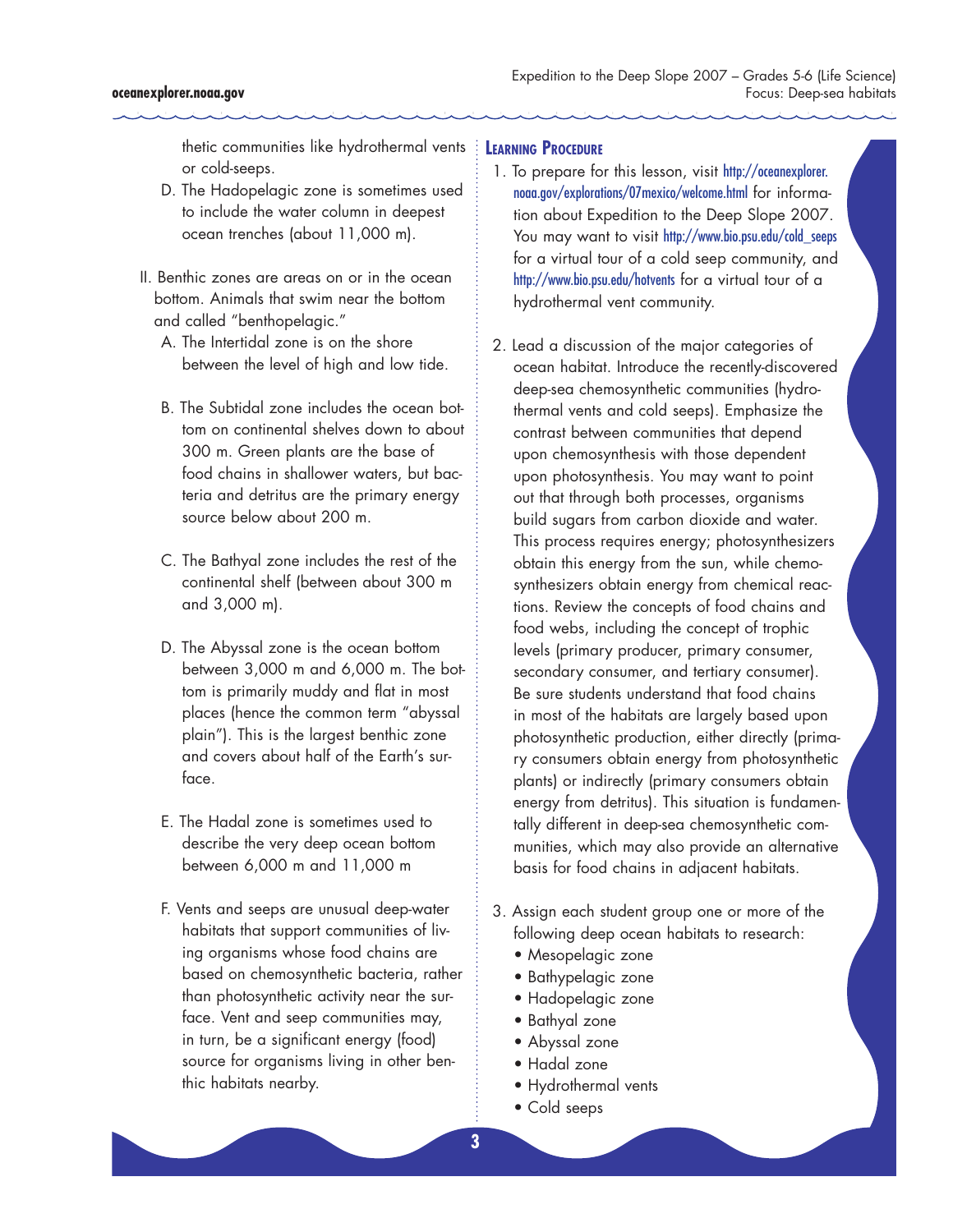thetic communities like hydrothermal vents or cold-seeps.

D. The Hadopelagic zone is sometimes used to include the water column in deepest ocean trenches (about 11,000 m).

II. Benthic zones are areas on or in the ocean bottom. Animals that swim near the bottom and called "benthopelagic."

A. The Intertidal zone is on the shore between the level of high and low tide.

B. The Subtidal zone includes the ocean bottom on continental shelves down to about 300 m. Green plants are the base of food chains in shallower waters, but bacteria and detritus are the primary energy source below about 200 m.

C. The Bathyal zone includes the rest of the continental shelf (between about 300 m and 3,000 m).

D. The Abyssal zone is the ocean bottom between 3,000 m and 6,000 m. The bottom is primarily muddy and flat in most places (hence the common term "abyssal plain"). This is the largest benthic zone and covers about half of the Earth's surface.

E. The Hadal zone is sometimes used to describe the very deep ocean bottom between 6,000 m and 11,000 m

F. Vents and seeps are unusual deep-water habitats that support communities of living organisms whose food chains are based on chemosynthetic bacteria, rather than photosynthetic activity near the surface. Vent and seep communities may, in turn, be a significant energy (food) source for organisms living in other benthic habitats nearby.

## Learning Procedure

1. To prepare for this lesson, visit http://oceanexplorer.noaa.gov/explorations/07mexico/welcome.html for information about Expedition to the Deep Slope 2007. You may want to visit http://www.bio.psu.edu/cold_seeps for a virtual tour of a cold seep community, and http://www.bio.psu.edu/hotvents for a virtual tour of a hydrothermal vent community.

2. Lead a discussion of the major categories of ocean habitat. Introduce the recently-discovered deep-sea chemosynthetic communities (hydrothermal vents and cold seeps). Emphasize the contrast between communities that depend upon chemosynthesis with those dependent upon photosynthesis. You may want to point out that through both processes, organisms build sugars from carbon dioxide and water. This process requires energy; photosynthesizers obtain this energy from the sun, while chemosynthesizers obtain energy from chemical reactions. Review the concepts of food chains and food webs, including the concept of trophic levels (primary producer, primary consumer, secondary consumer, and tertiary consumer). Be sure students understand that food chains in most of the habitats are largely based upon photosynthetic production, either directly (primary consumers obtain energy from photosynthetic plants) or indirectly (primary consumers obtain energy from detritus). This situation is fundamentally different in deep-sea chemosynthetic communities, which may also provide an alternative basis for food chains in adjacent habitats.

3. Assign each student group one or more of the following deep ocean habitats to research:
   - Mesopelagic zone
   - Bathypelagic zone
   - Hadopelagic zone
   - Bathyal zone
   - Abyssal zone
   - Hadal zone
   - Hydrothermal vents
   - Cold seeps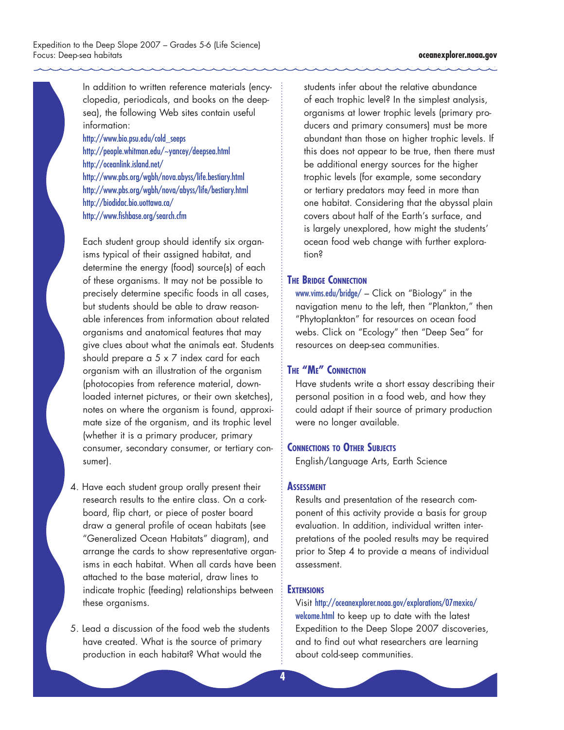In addition to written reference materials (encyclopedia, periodicals, and books on the deep-sea), the following Web sites contain useful information:

http://www.bio.psu.edu/cold_seeps
http://people.whitman.edu/~yancey/deepsea.html
http://oceanlink.island.net/
http://www.pbs.org/wgbh/nova.abyss/life.bestiary.html
http://www.pbs.org/wgbh/nova/abyss/life/bestiary.html
http://biodidac.bio.uottawa.ca/
http://www.fishbase.org/search.cfm

Each student group should identify six organisms typical of their assigned habitat, and determine the energy (food) source(s) of each of these organisms. It may not be possible to precisely determine specific foods in all cases, but students should be able to draw reasonable inferences from information about related organisms and anatomical features that may give clues about what the animals eat. Students should prepare a 5 x 7 index card for each organism with an illustration of the organism (photocopies from reference material, downloaded internet pictures, or their own sketches), notes on where the organism is found, approximate size of the organism, and its trophic level (whether it is a primary producer, primary consumer, secondary consumer, or tertiary consumer).

4. Have each student group orally present their research results to the entire class. On a corkboard, flip chart, or piece of poster board draw a general profile of ocean habitats (see "Generalized Ocean Habitats" diagram), and arrange the cards to show representative organisms in each habitat. When all cards have been attached to the base material, draw lines to indicate trophic (feeding) relationships between these organisms.

5. Lead a discussion of the food web the students have created. What is the source of primary production in each habitat? What would the students infer about the relative abundance of each trophic level? In the simplest analysis, organisms at lower trophic levels (primary producers and primary consumers) must be more abundant than those on higher trophic levels. If this does not appear to be true, then there must be additional energy sources for the higher trophic levels (for example, some secondary or tertiary predators may feed in more than one habitat. Considering that the abyssal plain covers about half of the Earth's surface, and is largely unexplored, how might the students' ocean food web change with further exploration?

## The Bridge Connection

www.vims.edu/bridge/ – Click on "Biology" in the navigation menu to the left, then "Plankton," then "Phytoplankton" for resources on ocean food webs. Click on "Ecology" then "Deep Sea" for resources on deep-sea communities.

## The "Me" Connection

Have students write a short essay describing their personal position in a food web, and how they could adapt if their source of primary production were no longer available.

## Connections to Other Subjects

English/Language Arts, Earth Science

## Assessment

Results and presentation of the research component of this activity provide a basis for group evaluation. In addition, individual written interpretations of the pooled results may be required prior to Step 4 to provide a means of individual assessment.

## Extensions

Visit http://oceanexplorer.noaa.gov/explorations/07mexico/welcome.html to keep up to date with the latest Expedition to the Deep Slope 2007 discoveries, and to find out what researchers are learning about cold-seep communities.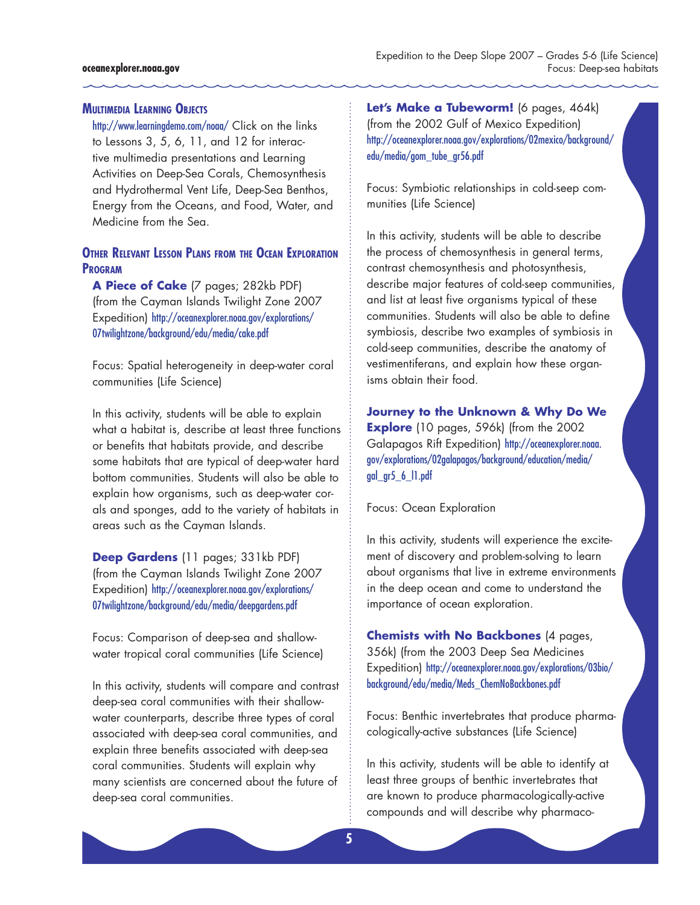## Multimedia Learning Objects

http://www.learningdemo.com/noaa/ Click on the links to Lessons 3, 5, 6, 11, and 12 for interactive multimedia presentations and Learning Activities on Deep-Sea Corals, Chemosynthesis and Hydrothermal Vent Life, Deep-Sea Benthos, Energy from the Oceans, and Food, Water, and Medicine from the Sea.

## Other Relevant Lesson Plans from the Ocean Exploration Program

**A Piece of Cake** (7 pages; 282kb PDF) (from the Cayman Islands Twilight Zone 2007 Expedition) http://oceanexplorer.noaa.gov/explorations/07twilightzone/background/edu/media/cake.pdf

Focus: Spatial heterogeneity in deep-water coral communities (Life Science)

In this activity, students will be able to explain what a habitat is, describe at least three functions or benefits that habitats provide, and describe some habitats that are typical of deep-water hard bottom communities. Students will also be able to explain how organisms, such as deep-water corals and sponges, add to the variety of habitats in areas such as the Cayman Islands.

**Deep Gardens** (11 pages; 331kb PDF) (from the Cayman Islands Twilight Zone 2007 Expedition) http://oceanexplorer.noaa.gov/explorations/07twilightzone/background/edu/media/deepgardens.pdf

Focus: Comparison of deep-sea and shallow-water tropical coral communities (Life Science)

In this activity, students will compare and contrast deep-sea coral communities with their shallow-water counterparts, describe three types of coral associated with deep-sea coral communities, and explain three benefits associated with deep-sea coral communities. Students will explain why many scientists are concerned about the future of deep-sea coral communities.

**Let's Make a Tubeworm!** (6 pages, 464k) (from the 2002 Gulf of Mexico Expedition) http://oceanexplorer.noaa.gov/explorations/02mexico/background/edu/media/gom_tube_gr56.pdf

Focus: Symbiotic relationships in cold-seep communities (Life Science)

In this activity, students will be able to describe the process of chemosynthesis in general terms, contrast chemosynthesis and photosynthesis, describe major features of cold-seep communities, and list at least five organisms typical of these communities. Students will also be able to define symbiosis, describe two examples of symbiosis in cold-seep communities, describe the anatomy of vestimentiferans, and explain how these organisms obtain their food.

**Journey to the Unknown & Why Do We Explore** (10 pages, 596k) (from the 2002 Galapagos Rift Expedition) http://oceanexplorer.noaa.gov/explorations/02galapagos/background/education/media/gal_gr5_6_l1.pdf

Focus: Ocean Exploration

In this activity, students will experience the excitement of discovery and problem-solving to learn about organisms that live in extreme environments in the deep ocean and come to understand the importance of ocean exploration.

**Chemists with No Backbones** (4 pages, 356k) (from the 2003 Deep Sea Medicines Expedition) http://oceanexplorer.noaa.gov/explorations/03bio/background/edu/media/Meds_ChemNoBackbones.pdf

Focus: Benthic invertebrates that produce pharmacologically-active substances (Life Science)

In this activity, students will be able to identify at least three groups of benthic invertebrates that are known to produce pharmacologically-active compounds and will describe why pharmaco-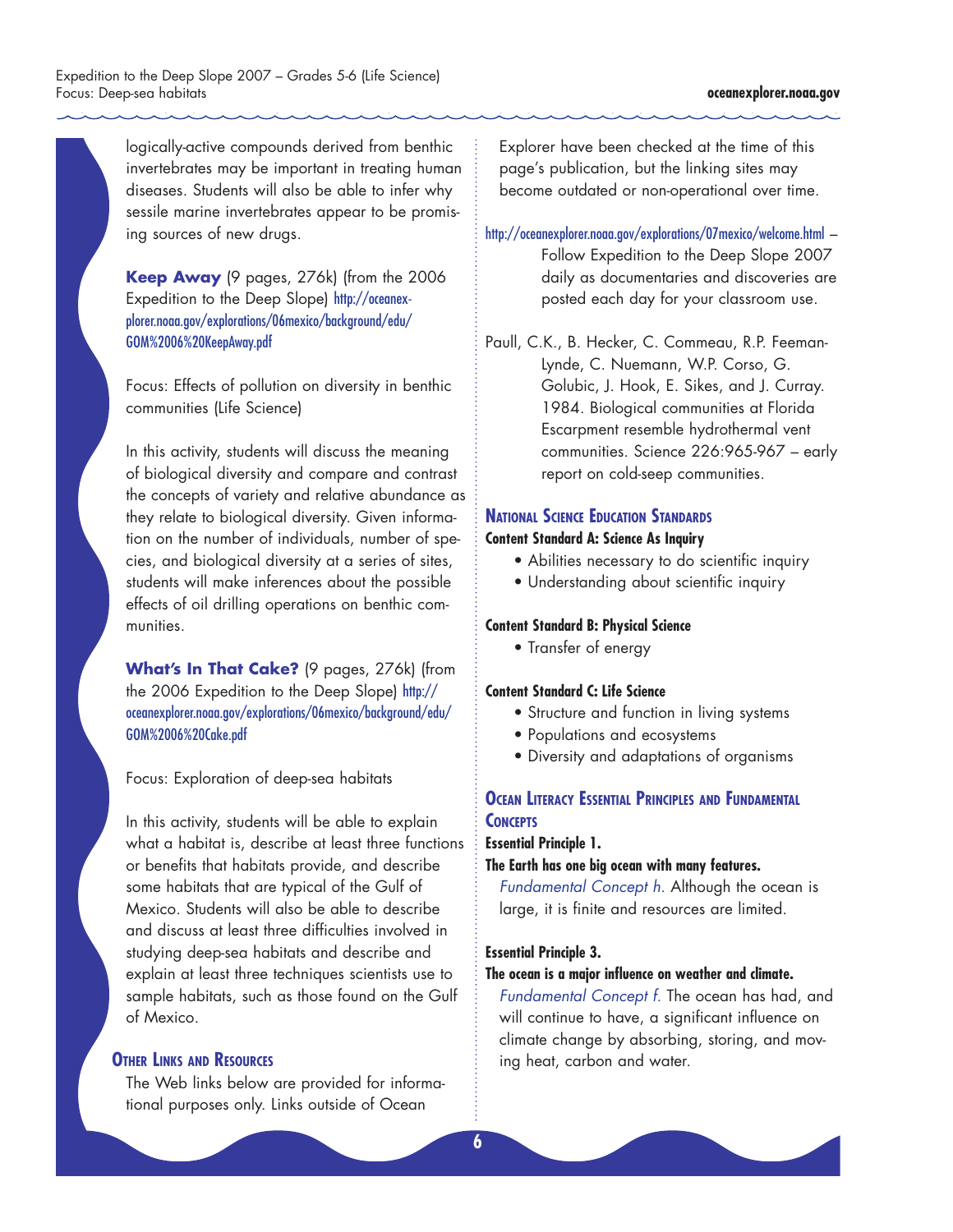logically-active compounds derived from benthic invertebrates may be important in treating human diseases. Students will also be able to infer why sessile marine invertebrates appear to be promising sources of new drugs.

**Keep Away** (9 pages, 276k) (from the 2006 Expedition to the Deep Slope) http://oceanexplorer.noaa.gov/explorations/06mexico/background/edu/GOM%2006%20KeepAway.pdf

Focus: Effects of pollution on diversity in benthic communities (Life Science)

In this activity, students will discuss the meaning of biological diversity and compare and contrast the concepts of variety and relative abundance as they relate to biological diversity. Given information on the number of individuals, number of species, and biological diversity at a series of sites, students will make inferences about the possible effects of oil drilling operations on benthic communities.

**What's In That Cake?** (9 pages, 276k) (from the 2006 Expedition to the Deep Slope) http://oceanexplorer.noaa.gov/explorations/06mexico/background/edu/GOM%2006%20Cake.pdf

Focus: Exploration of deep-sea habitats

In this activity, students will be able to explain what a habitat is, describe at least three functions or benefits that habitats provide, and describe some habitats that are typical of the Gulf of Mexico. Students will also be able to describe and discuss at least three difficulties involved in studying deep-sea habitats and describe and explain at least three techniques scientists use to sample habitats, such as those found on the Gulf of Mexico.

## Other Links and Resources

The Web links below are provided for informational purposes only. Links outside of Ocean Explorer have been checked at the time of this page's publication, but the linking sites may become outdated or non-operational over time.

http://oceanexplorer.noaa.gov/explorations/07mexico/welcome.html – Follow Expedition to the Deep Slope 2007 daily as documentaries and discoveries are posted each day for your classroom use.

Paull, C.K., B. Hecker, C. Commeau, R.P. Feeman-Lynde, C. Nuemann, W.P. Corso, G. Golubic, J. Hook, E. Sikes, and J. Curray. 1984. Biological communities at Florida Escarpment resemble hydrothermal vent communities. Science 226:965-967 – early report on cold-seep communities.

## National Science Education Standards

**Content Standard A: Science As Inquiry**

- Abilities necessary to do scientific inquiry
- Understanding about scientific inquiry

**Content Standard B: Physical Science**

- Transfer of energy

**Content Standard C: Life Science**

- Structure and function in living systems
- Populations and ecosystems
- Diversity and adaptations of organisms

## Ocean Literacy Essential Principles and Fundamental Concepts

**Essential Principle 1.**

**The Earth has one big ocean with many features.**

*Fundamental Concept h.* Although the ocean is large, it is finite and resources are limited.

**Essential Principle 3.**

**The ocean is a major influence on weather and climate.**

*Fundamental Concept f.* The ocean has had, and will continue to have, a significant influence on climate change by absorbing, storing, and moving heat, carbon and water.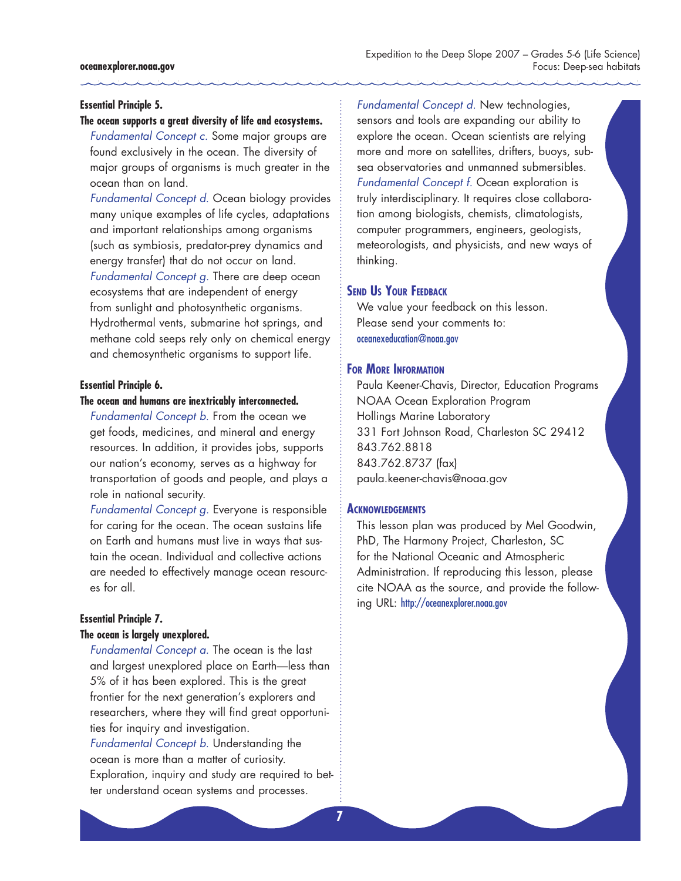**Essential Principle 5.**

**The ocean supports a great diversity of life and ecosystems.**

*Fundamental Concept c.* Some major groups are found exclusively in the ocean. The diversity of major groups of organisms is much greater in the ocean than on land.

*Fundamental Concept d.* Ocean biology provides many unique examples of life cycles, adaptations and important relationships among organisms (such as symbiosis, predator-prey dynamics and energy transfer) that do not occur on land.

*Fundamental Concept g.* There are deep ocean ecosystems that are independent of energy from sunlight and photosynthetic organisms. Hydrothermal vents, submarine hot springs, and methane cold seeps rely only on chemical energy and chemosynthetic organisms to support life.

**Essential Principle 6.**

**The ocean and humans are inextricably interconnected.**

*Fundamental Concept b.* From the ocean we get foods, medicines, and mineral and energy resources. In addition, it provides jobs, supports our nation's economy, serves as a highway for transportation of goods and people, and plays a role in national security.

*Fundamental Concept g.* Everyone is responsible for caring for the ocean. The ocean sustains life on Earth and humans must live in ways that sustain the ocean. Individual and collective actions are needed to effectively manage ocean resources for all.

**Essential Principle 7.**

**The ocean is largely unexplored.**

*Fundamental Concept a.* The ocean is the last and largest unexplored place on Earth—less than 5% of it has been explored. This is the great frontier for the next generation's explorers and researchers, where they will find great opportunities for inquiry and investigation.

*Fundamental Concept b.* Understanding the ocean is more than a matter of curiosity. Exploration, inquiry and study are required to better understand ocean systems and processes.

*Fundamental Concept d.* New technologies, sensors and tools are expanding our ability to explore the ocean. Ocean scientists are relying more and more on satellites, drifters, buoys, subsea observatories and unmanned submersibles.

*Fundamental Concept f.* Ocean exploration is truly interdisciplinary. It requires close collaboration among biologists, chemists, climatologists, computer programmers, engineers, geologists, meteorologists, and physicists, and new ways of thinking.

## Send Us Your Feedback

We value your feedback on this lesson.
Please send your comments to:
oceanexeducation@noaa.gov

## For More Information

Paula Keener-Chavis, Director, Education Programs
NOAA Ocean Exploration Program
Hollings Marine Laboratory
331 Fort Johnson Road, Charleston SC 29412
843.762.8818
843.762.8737 (fax)
paula.keener-chavis@noaa.gov

## Acknowledgements

This lesson plan was produced by Mel Goodwin, PhD, The Harmony Project, Charleston, SC for the National Oceanic and Atmospheric Administration. If reproducing this lesson, please cite NOAA as the source, and provide the following URL: http://oceanexplorer.noaa.gov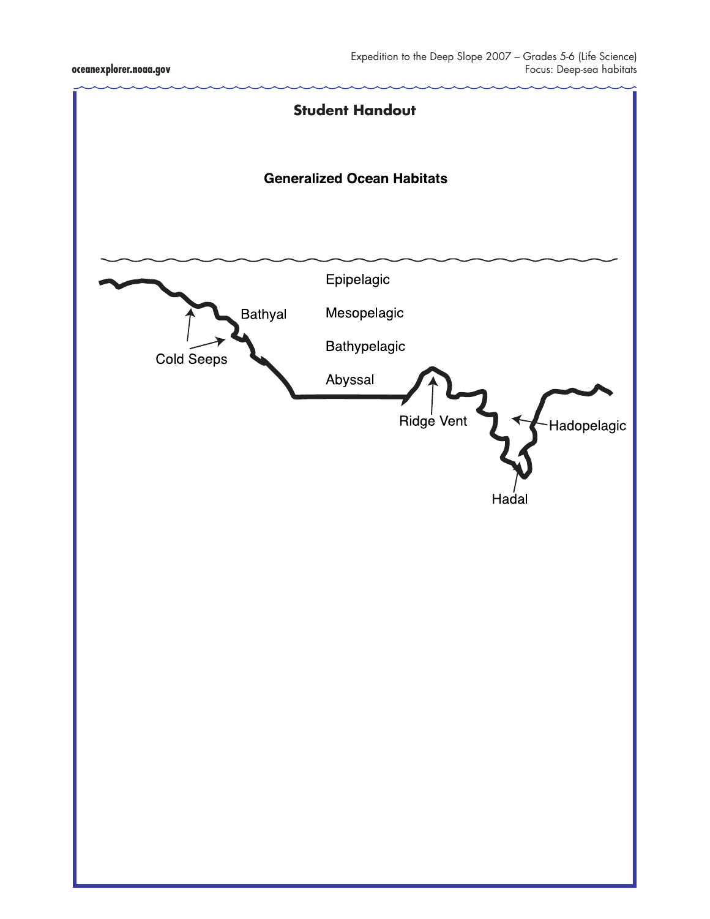## Student Handout

### Generalized Ocean Habitats

Epipelagic

Mesopelagic

Bathypelagic

Abyssal

Bathyal

Cold Seeps

Ridge Vent

Hadopelagic

Hadal